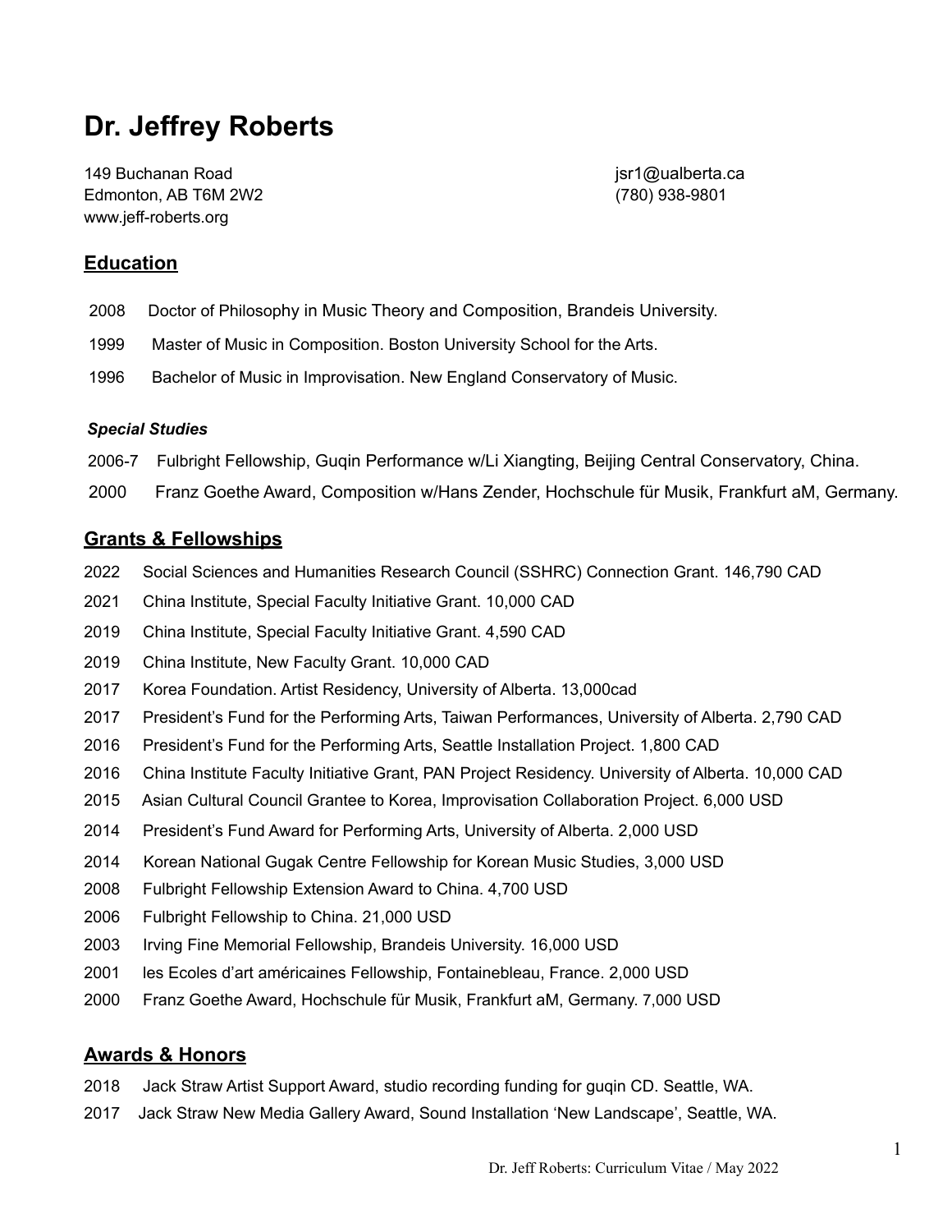# Dr. Jeffrey Roberts

149 Buchanan Road
Edmonton, AB T6M 2W2
www.jeff-roberts.org

jsr1@ualberta.ca
(780) 938-9801

## Education

2008 Doctor of Philosophy in Music Theory and Composition, Brandeis University.

1999 Master of Music in Composition. Boston University School for the Arts.

1996 Bachelor of Music in Improvisation. New England Conservatory of Music.

### *Special Studies*

2006-7 Fulbright Fellowship, Guqin Performance w/Li Xiangting, Beijing Central Conservatory, China.

2000 Franz Goethe Award, Composition w/Hans Zender, Hochschule für Musik, Frankfurt aM, Germany.

## Grants & Fellowships

2022 Social Sciences and Humanities Research Council (SSHRC) Connection Grant. 146,790 CAD

2021 China Institute, Special Faculty Initiative Grant. 10,000 CAD

2019 China Institute, Special Faculty Initiative Grant. 4,590 CAD

2019 China Institute, New Faculty Grant. 10,000 CAD

2017 Korea Foundation. Artist Residency, University of Alberta. 13,000cad

2017 President's Fund for the Performing Arts, Taiwan Performances, University of Alberta. 2,790 CAD

2016 President's Fund for the Performing Arts, Seattle Installation Project. 1,800 CAD

2016 China Institute Faculty Initiative Grant, PAN Project Residency. University of Alberta. 10,000 CAD

2015 Asian Cultural Council Grantee to Korea, Improvisation Collaboration Project. 6,000 USD

2014 President's Fund Award for Performing Arts, University of Alberta. 2,000 USD

2014 Korean National Gugak Centre Fellowship for Korean Music Studies, 3,000 USD

2008 Fulbright Fellowship Extension Award to China. 4,700 USD

2006 Fulbright Fellowship to China. 21,000 USD

2003 Irving Fine Memorial Fellowship, Brandeis University. 16,000 USD

2001 les Ecoles d'art américaines Fellowship, Fontainebleau, France. 2,000 USD

2000 Franz Goethe Award, Hochschule für Musik, Frankfurt aM, Germany. 7,000 USD

## Awards & Honors

2018 Jack Straw Artist Support Award, studio recording funding for guqin CD. Seattle, WA.

2017 Jack Straw New Media Gallery Award, Sound Installation 'New Landscape', Seattle, WA.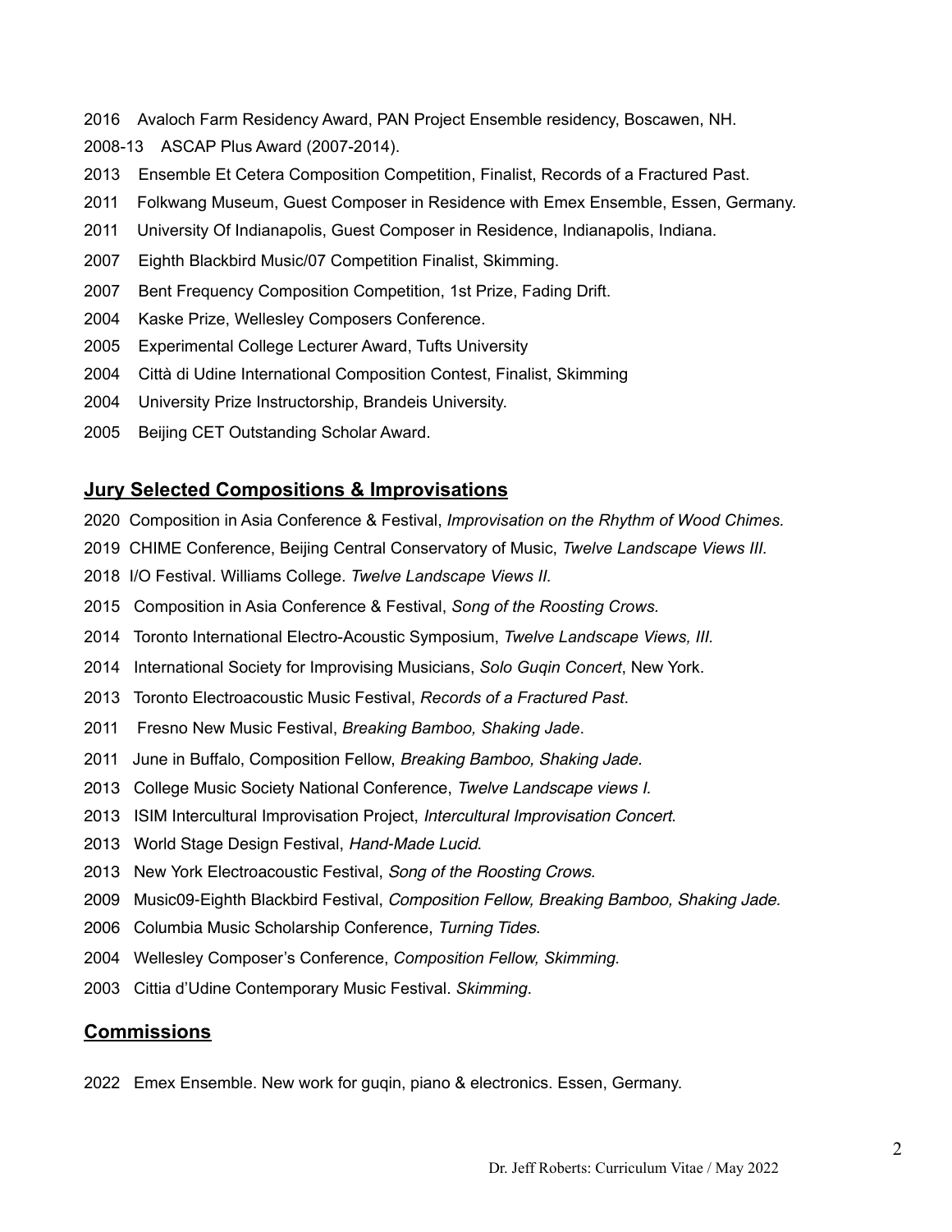2016 Avaloch Farm Residency Award, PAN Project Ensemble residency, Boscawen, NH.

2008-13 ASCAP Plus Award (2007-2014).

2013 Ensemble Et Cetera Composition Competition, Finalist, Records of a Fractured Past.

2011 Folkwang Museum, Guest Composer in Residence with Emex Ensemble, Essen, Germany.

2011 University Of Indianapolis, Guest Composer in Residence, Indianapolis, Indiana.

2007 Eighth Blackbird Music/07 Competition Finalist, Skimming.

2007 Bent Frequency Composition Competition, 1st Prize, Fading Drift.

2004 Kaske Prize, Wellesley Composers Conference.

2005 Experimental College Lecturer Award, Tufts University

2004 Città di Udine International Composition Contest, Finalist, Skimming

2004 University Prize Instructorship, Brandeis University.

2005 Beijing CET Outstanding Scholar Award.

## Jury Selected Compositions & Improvisations

2020 Composition in Asia Conference & Festival, *Improvisation on the Rhythm of Wood Chimes.*

2019 CHIME Conference, Beijing Central Conservatory of Music, *Twelve Landscape Views III.*

2018 I/O Festival. Williams College. *Twelve Landscape Views II.*

2015 Composition in Asia Conference & Festival, *Song of the Roosting Crows.*

2014 Toronto International Electro-Acoustic Symposium, *Twelve Landscape Views, III.*

2014 International Society for Improvising Musicians, *Solo Guqin Concert*, New York.

2013 Toronto Electroacoustic Music Festival, *Records of a Fractured Past*.

2011 Fresno New Music Festival, *Breaking Bamboo, Shaking Jade*.

2011 June in Buffalo, Composition Fellow, *Breaking Bamboo, Shaking Jade.*

2013 College Music Society National Conference, *Twelve Landscape views I.*

2013 ISIM Intercultural Improvisation Project, *Intercultural Improvisation Concert*.

2013 World Stage Design Festival, *Hand-Made Lucid*.

2013 New York Electroacoustic Festival, *Song of the Roosting Crows*.

2009 Music09-Eighth Blackbird Festival, *Composition Fellow, Breaking Bamboo, Shaking Jade.*

2006 Columbia Music Scholarship Conference, *Turning Tides*.

2004 Wellesley Composer's Conference, *Composition Fellow, Skimming.*

2003 Cittia d'Udine Contemporary Music Festival. *Skimming*.

## Commissions

2022 Emex Ensemble. New work for guqin, piano & electronics. Essen, Germany.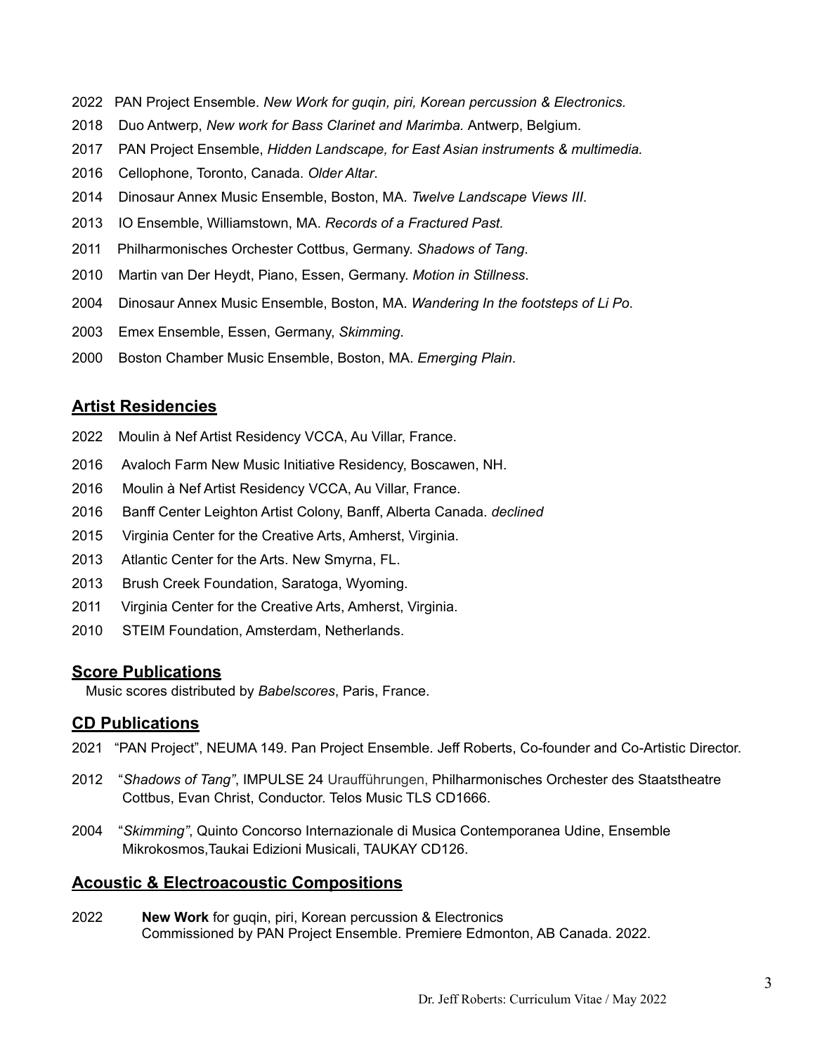2022 PAN Project Ensemble. *New Work for guqin, piri, Korean percussion & Electronics.*

2018 Duo Antwerp, *New work for Bass Clarinet and Marimba.* Antwerp, Belgium.

2017 PAN Project Ensemble, *Hidden Landscape, for East Asian instruments & multimedia.*

2016 Cellophone, Toronto, Canada. *Older Altar*.

2014 Dinosaur Annex Music Ensemble, Boston, MA. *Twelve Landscape Views III*.

2013 IO Ensemble, Williamstown, MA. *Records of a Fractured Past.*

2011 Philharmonisches Orchester Cottbus, Germany. *Shadows of Tang*.

2010 Martin van Der Heydt, Piano, Essen, Germany. *Motion in Stillness*.

2004 Dinosaur Annex Music Ensemble, Boston, MA. *Wandering In the footsteps of Li Po*.

2003 Emex Ensemble, Essen, Germany, *Skimming*.

2000 Boston Chamber Music Ensemble, Boston, MA. *Emerging Plain*.

## Artist Residencies

2022 Moulin à Nef Artist Residency VCCA, Au Villar, France.

2016 Avaloch Farm New Music Initiative Residency, Boscawen, NH.

2016 Moulin à Nef Artist Residency VCCA, Au Villar, France.

2016 Banff Center Leighton Artist Colony, Banff, Alberta Canada. *declined*

2015 Virginia Center for the Creative Arts, Amherst, Virginia.

2013 Atlantic Center for the Arts. New Smyrna, FL.

2013 Brush Creek Foundation, Saratoga, Wyoming.

2011 Virginia Center for the Creative Arts, Amherst, Virginia.

2010 STEIM Foundation, Amsterdam, Netherlands.

## Score Publications

Music scores distributed by *Babelscores*, Paris, France.

## CD Publications

2021 "PAN Project", NEUMA 149. Pan Project Ensemble. Jeff Roberts, Co-founder and Co-Artistic Director.

2012 "*Shadows of Tang"*, IMPULSE 24 Uraufführungen, Philharmonisches Orchester des Staatstheatre Cottbus, Evan Christ, Conductor. Telos Music TLS CD1666.

2004 "*Skimming"*, Quinto Concorso Internazionale di Musica Contemporanea Udine, Ensemble Mikrokosmos,Taukai Edizioni Musicali, TAUKAY CD126.

## Acoustic & Electroacoustic Compositions

2022 **New Work** for guqin, piri, Korean percussion & Electronics
Commissioned by PAN Project Ensemble. Premiere Edmonton, AB Canada. 2022.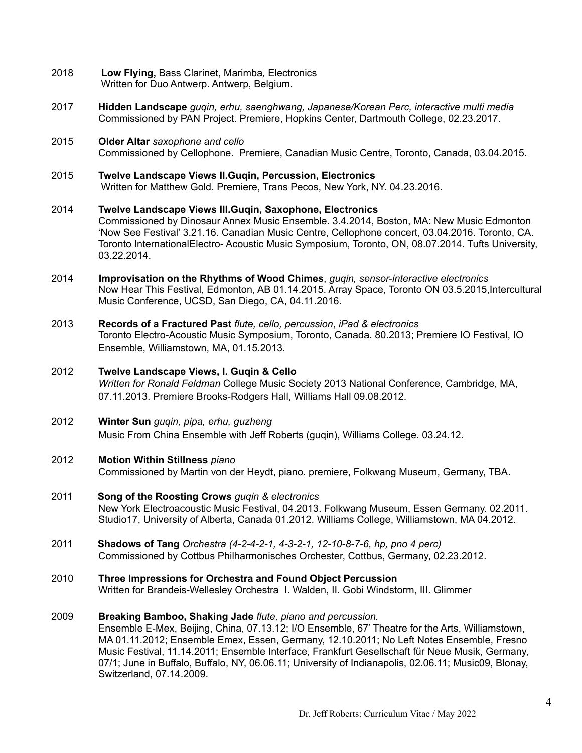2018 **Low Flying,** Bass Clarinet, Marimba, Electronics
Written for Duo Antwerp. Antwerp, Belgium.

2017 **Hidden Landscape** *guqin, erhu, saenghwang, Japanese/Korean Perc, interactive multi media*
Commissioned by PAN Project. Premiere, Hopkins Center, Dartmouth College, 02.23.2017.

2015 **Older Altar** *saxophone and cello*
Commissioned by Cellophone. Premiere, Canadian Music Centre, Toronto, Canada, 03.04.2015.

2015 **Twelve Landscape Views II.Guqin, Percussion, Electronics**
Written for Matthew Gold. Premiere, Trans Pecos, New York, NY. 04.23.2016.

2014 **Twelve Landscape Views III.Guqin, Saxophone, Electronics**
Commissioned by Dinosaur Annex Music Ensemble. 3.4.2014, Boston, MA: New Music Edmonton 'Now See Festival' 3.21.16. Canadian Music Centre, Cellophone concert, 03.04.2016. Toronto, CA. Toronto InternationalElectro- Acoustic Music Symposium, Toronto, ON, 08.07.2014. Tufts University, 03.22.2014.

2014 **Improvisation on the Rhythms of Wood Chimes**, *guqin, sensor-interactive electronics*
Now Hear This Festival, Edmonton, AB 01.14.2015. Array Space, Toronto ON 03.5.2015,Intercultural Music Conference, UCSD, San Diego, CA, 04.11.2016.

2013 **Records of a Fractured Past** *flute, cello, percussion*, *iPad & electronics*
Toronto Electro-Acoustic Music Symposium, Toronto, Canada. 80.2013; Premiere IO Festival, IO Ensemble, Williamstown, MA, 01.15.2013.

2012 **Twelve Landscape Views, I. Guqin & Cello**
*Written for Ronald Feldman* College Music Society 2013 National Conference, Cambridge, MA, 07.11.2013. Premiere Brooks-Rodgers Hall, Williams Hall 09.08.2012.

2012 **Winter Sun** *guqin, pipa, erhu, guzheng*
Music From China Ensemble with Jeff Roberts (guqin), Williams College. 03.24.12.

2012 **Motion Within Stillness** *piano*
Commissioned by Martin von der Heydt, piano. premiere, Folkwang Museum, Germany, TBA.

2011 **Song of the Roosting Crows** *guqin & electronics*
New York Electroacoustic Music Festival, 04.2013. Folkwang Museum, Essen Germany. 02.2011. Studio17, University of Alberta, Canada 01.2012. Williams College, Williamstown, MA 04.2012.

2011 **Shadows of Tang** *Orchestra (4-2-4-2-1, 4-3-2-1, 12-10-8-7-6, hp, pno 4 perc)*
Commissioned by Cottbus Philharmonisches Orchester, Cottbus, Germany, 02.23.2012.

2010 **Three Impressions for Orchestra and Found Object Percussion**
Written for Brandeis-Wellesley Orchestra I. Walden, II. Gobi Windstorm, III. Glimmer

2009 **Breaking Bamboo, Shaking Jade** *flute, piano and percussion.*
Ensemble E-Mex, Beijing, China, 07.13.12; I/O Ensemble, 67' Theatre for the Arts, Williamstown, MA 01.11.2012; Ensemble Emex, Essen, Germany, 12.10.2011; No Left Notes Ensemble, Fresno Music Festival, 11.14.2011; Ensemble Interface, Frankfurt Gesellschaft für Neue Musik, Germany, 07/1; June in Buffalo, Buffalo, NY, 06.06.11; University of Indianapolis, 02.06.11; Music09, Blonay, Switzerland, 07.14.2009.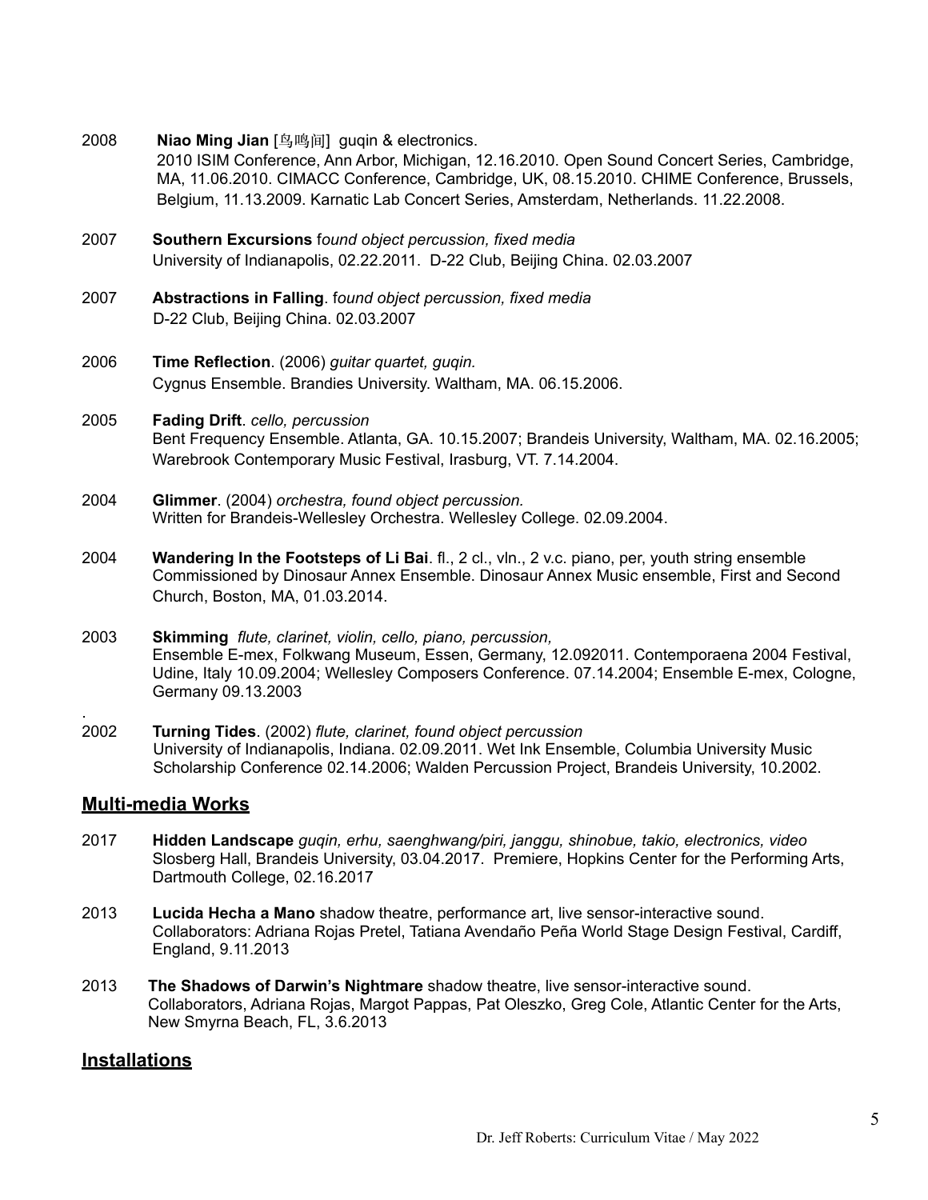2008 **Niao Ming Jian** [鸟鸣间] guqin & electronics.
2010 ISIM Conference, Ann Arbor, Michigan, 12.16.2010. Open Sound Concert Series, Cambridge, MA, 11.06.2010. CIMACC Conference, Cambridge, UK, 08.15.2010. CHIME Conference, Brussels, Belgium, 11.13.2009. Karnatic Lab Concert Series, Amsterdam, Netherlands. 11.22.2008.

2007 **Southern Excursions** f*ound object percussion, fixed media*
University of Indianapolis, 02.22.2011. D-22 Club, Beijing China. 02.03.2007

2007 **Abstractions in Falling**. f*ound object percussion, fixed media*
D-22 Club, Beijing China. 02.03.2007

2006 **Time Reflection**. (2006) *guitar quartet, guqin.*
Cygnus Ensemble. Brandies University. Waltham, MA. 06.15.2006.

2005 **Fading Drift**. *cello, percussion*
Bent Frequency Ensemble. Atlanta, GA. 10.15.2007; Brandeis University, Waltham, MA. 02.16.2005; Warebrook Contemporary Music Festival, Irasburg, VT. 7.14.2004.

2004 **Glimmer**. (2004) *orchestra, found object percussion.*
Written for Brandeis-Wellesley Orchestra. Wellesley College. 02.09.2004.

2004 **Wandering In the Footsteps of Li Bai**. fl., 2 cl., vln., 2 v.c. piano, per, youth string ensemble
Commissioned by Dinosaur Annex Ensemble. Dinosaur Annex Music ensemble, First and Second Church, Boston, MA, 01.03.2014.

2003 **Skimming** *flute, clarinet, violin, cello, piano, percussion,*
Ensemble E-mex, Folkwang Museum, Essen, Germany, 12.092011. Contemporaena 2004 Festival, Udine, Italy 10.09.2004; Wellesley Composers Conference. 07.14.2004; Ensemble E-mex, Cologne, Germany 09.13.2003

2002 **Turning Tides**. (2002) *flute, clarinet, found object percussion*
University of Indianapolis, Indiana. 02.09.2011. Wet Ink Ensemble, Columbia University Music Scholarship Conference 02.14.2006; Walden Percussion Project, Brandeis University, 10.2002.

## Multi-media Works

2017 **Hidden Landscape** *guqin, erhu, saenghwang/piri, janggu, shinobue, takio, electronics, video*
Slosberg Hall, Brandeis University, 03.04.2017. Premiere, Hopkins Center for the Performing Arts, Dartmouth College, 02.16.2017

2013 **Lucida Hecha a Mano** shadow theatre, performance art, live sensor-interactive sound.
Collaborators: Adriana Rojas Pretel, Tatiana Avendaño Peña World Stage Design Festival, Cardiff, England, 9.11.2013

2013 **The Shadows of Darwin's Nightmare** shadow theatre, live sensor-interactive sound.
Collaborators, Adriana Rojas, Margot Pappas, Pat Oleszko, Greg Cole, Atlantic Center for the Arts, New Smyrna Beach, FL, 3.6.2013

## Installations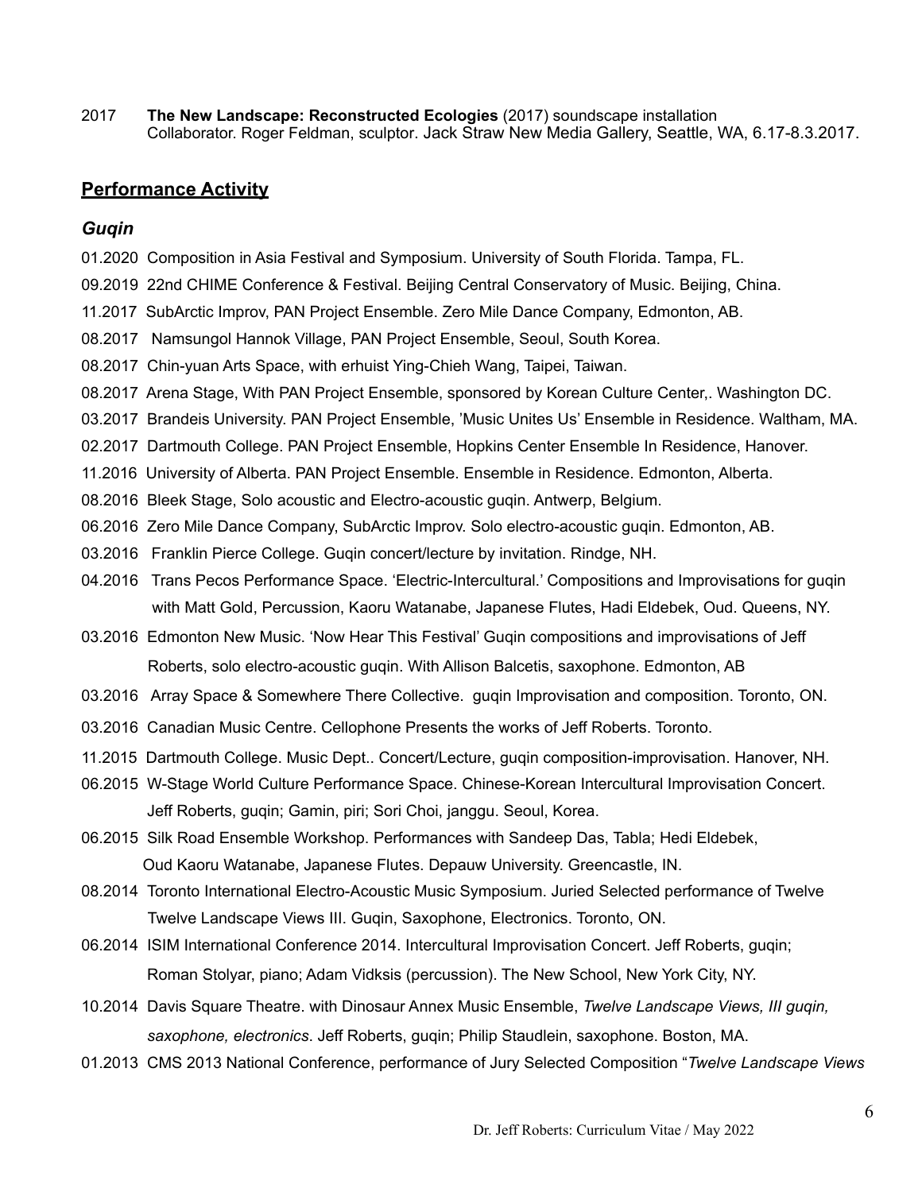2017 **The New Landscape: Reconstructed Ecologies** (2017) soundscape installation
Collaborator. Roger Feldman, sculptor. Jack Straw New Media Gallery, Seattle, WA, 6.17-8.3.2017.

## Performance Activity

### *Guqin*

01.2020 Composition in Asia Festival and Symposium. University of South Florida. Tampa, FL.

09.2019 22nd CHIME Conference & Festival. Beijing Central Conservatory of Music. Beijing, China.

11.2017 SubArctic Improv, PAN Project Ensemble. Zero Mile Dance Company, Edmonton, AB.

08.2017 Namsungol Hannok Village, PAN Project Ensemble, Seoul, South Korea.

08.2017 Chin-yuan Arts Space, with erhuist Ying-Chieh Wang, Taipei, Taiwan.

08.2017 Arena Stage, With PAN Project Ensemble, sponsored by Korean Culture Center,. Washington DC.

03.2017 Brandeis University. PAN Project Ensemble, 'Music Unites Us' Ensemble in Residence. Waltham, MA.

02.2017 Dartmouth College. PAN Project Ensemble, Hopkins Center Ensemble In Residence, Hanover.

11.2016 University of Alberta. PAN Project Ensemble. Ensemble in Residence. Edmonton, Alberta.

08.2016 Bleek Stage, Solo acoustic and Electro-acoustic guqin. Antwerp, Belgium.

06.2016 Zero Mile Dance Company, SubArctic Improv. Solo electro-acoustic guqin. Edmonton, AB.

03.2016 Franklin Pierce College. Guqin concert/lecture by invitation. Rindge, NH.

04.2016 Trans Pecos Performance Space. 'Electric-Intercultural.' Compositions and Improvisations for guqin with Matt Gold, Percussion, Kaoru Watanabe, Japanese Flutes, Hadi Eldebek, Oud. Queens, NY.

03.2016 Edmonton New Music. 'Now Hear This Festival' Guqin compositions and improvisations of Jeff Roberts, solo electro-acoustic guqin. With Allison Balcetis, saxophone. Edmonton, AB

03.2016 Array Space & Somewhere There Collective. guqin Improvisation and composition. Toronto, ON.

03.2016 Canadian Music Centre. Cellophone Presents the works of Jeff Roberts. Toronto.

11.2015 Dartmouth College. Music Dept.. Concert/Lecture, guqin composition-improvisation. Hanover, NH.

06.2015 W-Stage World Culture Performance Space. Chinese-Korean Intercultural Improvisation Concert. Jeff Roberts, guqin; Gamin, piri; Sori Choi, janggu. Seoul, Korea.

06.2015 Silk Road Ensemble Workshop. Performances with Sandeep Das, Tabla; Hedi Eldebek, Oud Kaoru Watanabe, Japanese Flutes. Depauw University. Greencastle, IN.

08.2014 Toronto International Electro-Acoustic Music Symposium. Juried Selected performance of Twelve Twelve Landscape Views III. Guqin, Saxophone, Electronics. Toronto, ON.

06.2014 ISIM International Conference 2014. Intercultural Improvisation Concert. Jeff Roberts, guqin; Roman Stolyar, piano; Adam Vidksis (percussion). The New School, New York City, NY.

10.2014 Davis Square Theatre. with Dinosaur Annex Music Ensemble, *Twelve Landscape Views, III guqin, saxophone, electronics*. Jeff Roberts, guqin; Philip Staudlein, saxophone. Boston, MA.

01.2013 CMS 2013 National Conference, performance of Jury Selected Composition "*Twelve Landscape Views*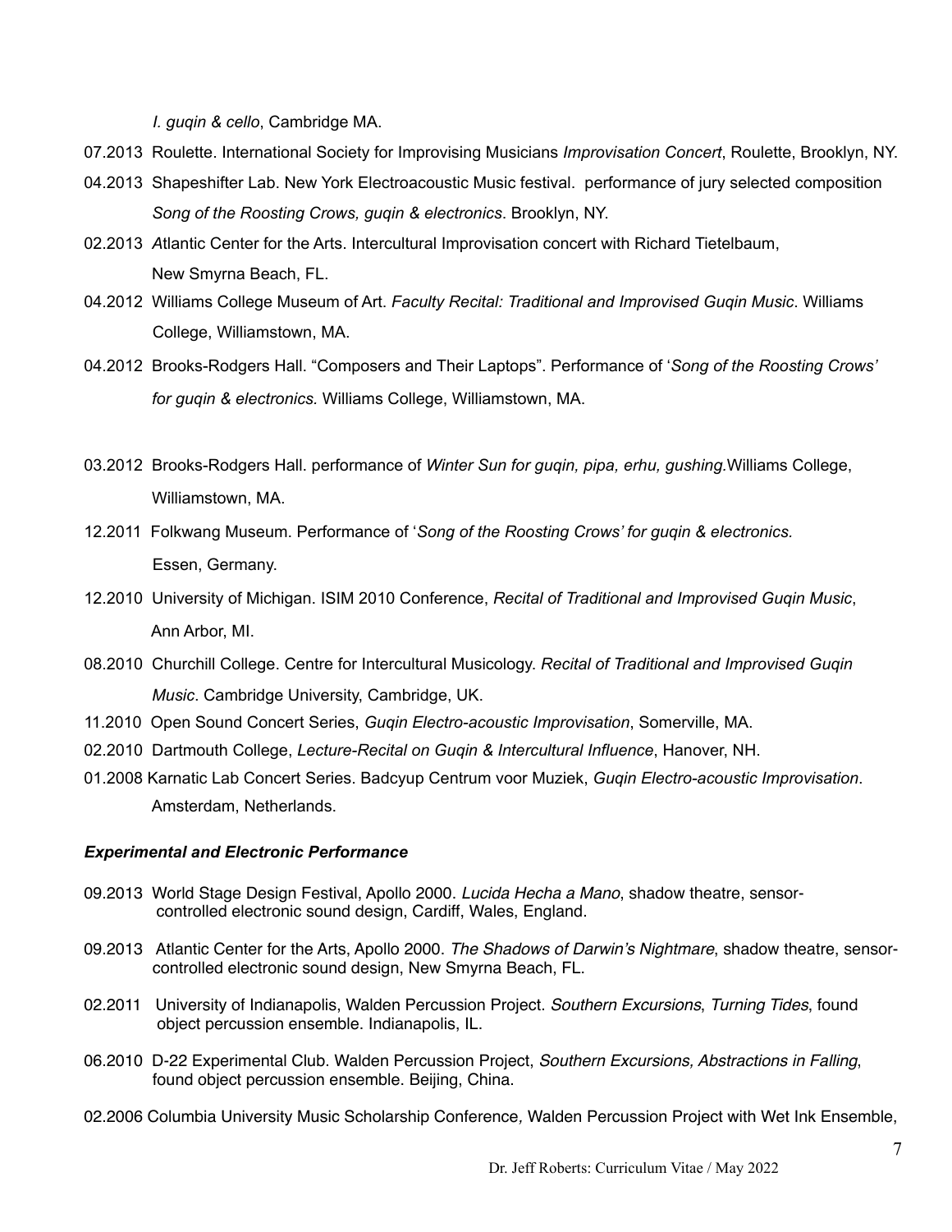*I. guqin & cello*, Cambridge MA.

07.2013 Roulette. International Society for Improvising Musicians *Improvisation Concert*, Roulette, Brooklyn, NY.

04.2013 Shapeshifter Lab. New York Electroacoustic Music festival. performance of jury selected composition *Song of the Roosting Crows, guqin & electronics*. Brooklyn, NY.

02.2013 *A*tlantic Center for the Arts. Intercultural Improvisation concert with Richard Tietelbaum, New Smyrna Beach, FL.

04.2012 Williams College Museum of Art. *Faculty Recital: Traditional and Improvised Guqin Music*. Williams College, Williamstown, MA.

04.2012 Brooks-Rodgers Hall. "Composers and Their Laptops". Performance of '*Song of the Roosting Crows' for guqin & electronics.* Williams College, Williamstown, MA.

03.2012 Brooks-Rodgers Hall. performance of *Winter Sun for guqin, pipa, erhu, gushing.*Williams College, Williamstown, MA.

12.2011 Folkwang Museum. Performance of '*Song of the Roosting Crows' for guqin & electronics.* Essen, Germany.

12.2010 University of Michigan. ISIM 2010 Conference, *Recital of Traditional and Improvised Guqin Music*, Ann Arbor, MI.

08.2010 Churchill College. Centre for Intercultural Musicology. *Recital of Traditional and Improvised Guqin Music*. Cambridge University, Cambridge, UK.

11.2010 Open Sound Concert Series, *Guqin Electro-acoustic Improvisation*, Somerville, MA.

02.2010 Dartmouth College, *Lecture-Recital on Guqin & Intercultural Influence*, Hanover, NH.

01.2008 Karnatic Lab Concert Series. Badcyup Centrum voor Muziek, *Guqin Electro-acoustic Improvisation*. Amsterdam, Netherlands.

***Experimental and Electronic Performance***

09.2013 World Stage Design Festival, Apollo 2000. *Lucida Hecha a Mano*, shadow theatre, sensor-controlled electronic sound design, Cardiff, Wales, England.

09.2013 Atlantic Center for the Arts, Apollo 2000. *The Shadows of Darwin's Nightmare*, shadow theatre, sensor-controlled electronic sound design, New Smyrna Beach, FL.

02.2011 University of Indianapolis, Walden Percussion Project. *Southern Excursions*, *Turning Tides*, found object percussion ensemble. Indianapolis, IL.

06.2010 D-22 Experimental Club. Walden Percussion Project, *Southern Excursions, Abstractions in Falling*, found object percussion ensemble. Beijing, China.

02.2006 Columbia University Music Scholarship Conference*,* Walden Percussion Project with Wet Ink Ensemble,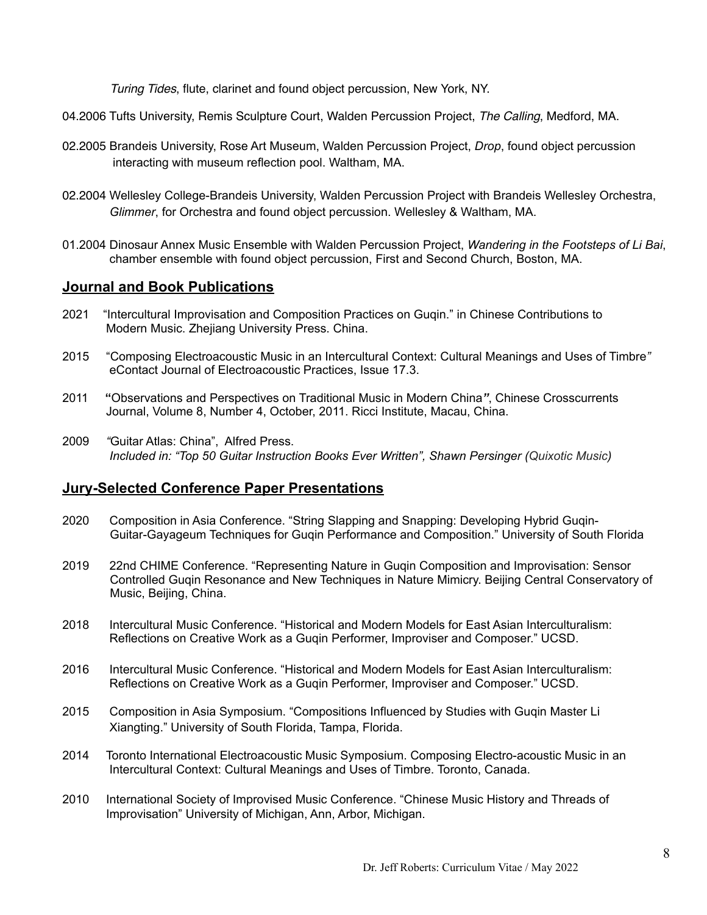*Turing Tides*, flute, clarinet and found object percussion, New York, NY.

04.2006 Tufts University, Remis Sculpture Court, Walden Percussion Project, *The Calling*, Medford, MA.

02.2005 Brandeis University, Rose Art Museum, Walden Percussion Project, *Drop*, found object percussion interacting with museum reflection pool. Waltham, MA.

02.2004 Wellesley College-Brandeis University, Walden Percussion Project with Brandeis Wellesley Orchestra, *Glimmer*, for Orchestra and found object percussion. Wellesley & Waltham, MA.

01.2004 Dinosaur Annex Music Ensemble with Walden Percussion Project, *Wandering in the Footsteps of Li Bai*, chamber ensemble with found object percussion, First and Second Church, Boston, MA.

## Journal and Book Publications

2021 "Intercultural Improvisation and Composition Practices on Guqin." in Chinese Contributions to Modern Music. Zhejiang University Press. China.

2015 "Composing Electroacoustic Music in an Intercultural Context: Cultural Meanings and Uses of Timbre*"* eContact Journal of Electroacoustic Practices, Issue 17.3.

2011 **"**Observations and Perspectives on Traditional Music in Modern China***"***, Chinese Crosscurrents Journal, Volume 8, Number 4, October, 2011. Ricci Institute, Macau, China.

2009 *"*Guitar Atlas: China", Alfred Press.
*Included in: "Top 50 Guitar Instruction Books Ever Written", Shawn Persinger (Quixotic Music)*

## Jury-Selected Conference Paper Presentations

2020 Composition in Asia Conference. "String Slapping and Snapping: Developing Hybrid Guqin-Guitar-Gayageum Techniques for Guqin Performance and Composition." University of South Florida

2019 22nd CHIME Conference. "Representing Nature in Guqin Composition and Improvisation: Sensor Controlled Guqin Resonance and New Techniques in Nature Mimicry. Beijing Central Conservatory of Music, Beijing, China.

2018 Intercultural Music Conference. "Historical and Modern Models for East Asian Interculturalism: Reflections on Creative Work as a Guqin Performer, Improviser and Composer." UCSD.

2016 Intercultural Music Conference. "Historical and Modern Models for East Asian Interculturalism: Reflections on Creative Work as a Guqin Performer, Improviser and Composer." UCSD.

2015 Composition in Asia Symposium. "Compositions Influenced by Studies with Guqin Master Li Xiangting." University of South Florida, Tampa, Florida.

2014 Toronto International Electroacoustic Music Symposium. Composing Electro-acoustic Music in an Intercultural Context: Cultural Meanings and Uses of Timbre. Toronto, Canada.

2010 International Society of Improvised Music Conference. "Chinese Music History and Threads of Improvisation" University of Michigan, Ann, Arbor, Michigan.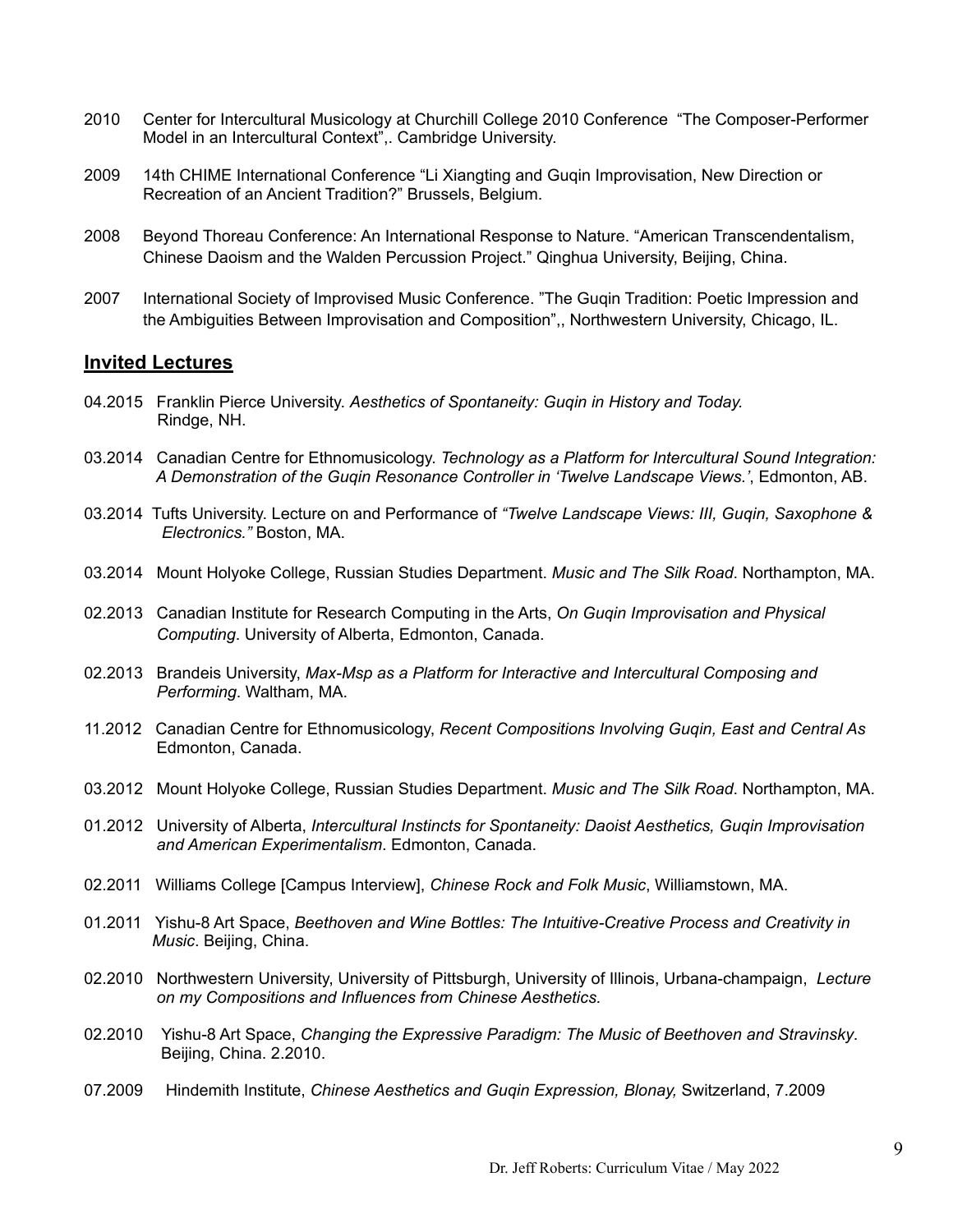2010 Center for Intercultural Musicology at Churchill College 2010 Conference "The Composer-Performer Model in an Intercultural Context",. Cambridge University.

2009 14th CHIME International Conference "Li Xiangting and Guqin Improvisation, New Direction or Recreation of an Ancient Tradition?" Brussels, Belgium.

2008 Beyond Thoreau Conference: An International Response to Nature. "American Transcendentalism, Chinese Daoism and the Walden Percussion Project." Qinghua University, Beijing, China.

2007 International Society of Improvised Music Conference. "The Guqin Tradition: Poetic Impression and the Ambiguities Between Improvisation and Composition",, Northwestern University, Chicago, IL.

## Invited Lectures

04.2015 Franklin Pierce University. *Aesthetics of Spontaneity: Guqin in History and Today.* Rindge, NH.

03.2014 Canadian Centre for Ethnomusicology. *Technology as a Platform for Intercultural Sound Integration: A Demonstration of the Guqin Resonance Controller in 'Twelve Landscape Views.'*, Edmonton, AB.

03.2014 Tufts University. Lecture on and Performance of *"Twelve Landscape Views: III, Guqin, Saxophone & Electronics."* Boston, MA.

03.2014 Mount Holyoke College, Russian Studies Department. *Music and The Silk Road*. Northampton, MA.

02.2013 Canadian Institute for Research Computing in the Arts, *On Guqin Improvisation and Physical Computing*. University of Alberta, Edmonton, Canada.

02.2013 Brandeis University, *Max-Msp as a Platform for Interactive and Intercultural Composing and Performing*. Waltham, MA.

11.2012 Canadian Centre for Ethnomusicology, *Recent Compositions Involving Guqin, East and Central As* Edmonton, Canada.

03.2012 Mount Holyoke College, Russian Studies Department. *Music and The Silk Road*. Northampton, MA.

01.2012 University of Alberta, *Intercultural Instincts for Spontaneity: Daoist Aesthetics, Guqin Improvisation and American Experimentalism*. Edmonton, Canada.

02.2011 Williams College [Campus Interview], *Chinese Rock and Folk Music*, Williamstown, MA.

01.2011 Yishu-8 Art Space, *Beethoven and Wine Bottles: The Intuitive-Creative Process and Creativity in Music*. Beijing, China.

02.2010 Northwestern University, University of Pittsburgh, University of Illinois, Urbana-champaign, *Lecture on my Compositions and Influences from Chinese Aesthetics.*

02.2010 Yishu-8 Art Space, *Changing the Expressive Paradigm: The Music of Beethoven and Stravinsky*. Beijing, China. 2.2010.

07.2009 Hindemith Institute, *Chinese Aesthetics and Guqin Expression, Blonay,* Switzerland, 7.2009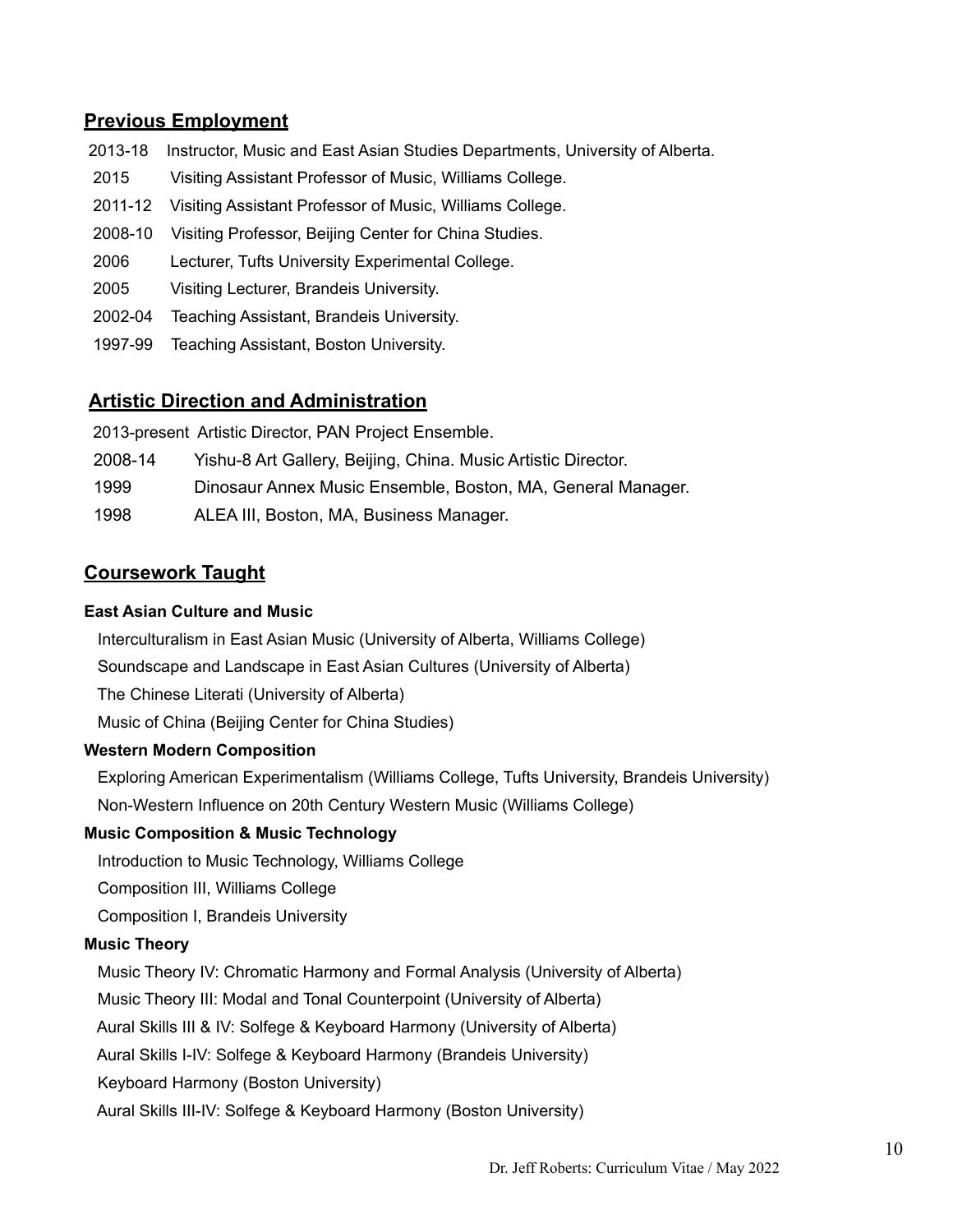## Previous Employment

2013-18 Instructor, Music and East Asian Studies Departments, University of Alberta.

2015 Visiting Assistant Professor of Music, Williams College.

2011-12 Visiting Assistant Professor of Music, Williams College.

2008-10 Visiting Professor, Beijing Center for China Studies.

2006 Lecturer, Tufts University Experimental College.

2005 Visiting Lecturer, Brandeis University.

2002-04 Teaching Assistant, Brandeis University.

1997-99 Teaching Assistant, Boston University.

## Artistic Direction and Administration

2013-present Artistic Director, PAN Project Ensemble.

2008-14 Yishu-8 Art Gallery, Beijing, China. Music Artistic Director.

1999 Dinosaur Annex Music Ensemble, Boston, MA, General Manager.

1998 ALEA III, Boston, MA, Business Manager.

## Coursework Taught

**East Asian Culture and Music**

Interculturalism in East Asian Music (University of Alberta, Williams College)

Soundscape and Landscape in East Asian Cultures (University of Alberta)

The Chinese Literati (University of Alberta)

Music of China (Beijing Center for China Studies)

**Western Modern Composition**

Exploring American Experimentalism (Williams College, Tufts University, Brandeis University)

Non-Western Influence on 20th Century Western Music (Williams College)

**Music Composition & Music Technology**

Introduction to Music Technology, Williams College

Composition III, Williams College

Composition I, Brandeis University

**Music Theory**

Music Theory IV: Chromatic Harmony and Formal Analysis (University of Alberta)

Music Theory III: Modal and Tonal Counterpoint (University of Alberta)

Aural Skills III & IV: Solfege & Keyboard Harmony (University of Alberta)

Aural Skills I-IV: Solfege & Keyboard Harmony (Brandeis University)

Keyboard Harmony (Boston University)

Aural Skills III-IV: Solfege & Keyboard Harmony (Boston University)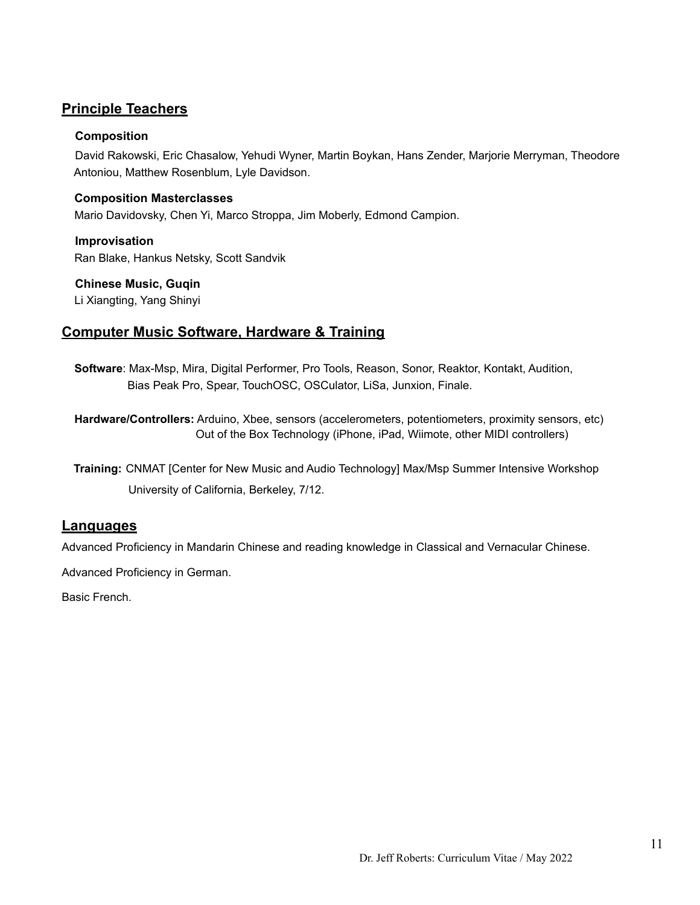## Principle Teachers

**Composition**

David Rakowski, Eric Chasalow, Yehudi Wyner, Martin Boykan, Hans Zender, Marjorie Merryman, Theodore Antoniou, Matthew Rosenblum, Lyle Davidson.

**Composition Masterclasses**

Mario Davidovsky, Chen Yi, Marco Stroppa, Jim Moberly, Edmond Campion.

**Improvisation**

Ran Blake, Hankus Netsky, Scott Sandvik

**Chinese Music, Guqin**

Li Xiangting, Yang Shinyi

## Computer Music Software, Hardware & Training

**Software**: Max-Msp, Mira, Digital Performer, Pro Tools, Reason, Sonor, Reaktor, Kontakt, Audition, Bias Peak Pro, Spear, TouchOSC, OSCulator, LiSa, Junxion, Finale.

**Hardware/Controllers:** Arduino, Xbee, sensors (accelerometers, potentiometers, proximity sensors, etc) Out of the Box Technology (iPhone, iPad, Wiimote, other MIDI controllers)

**Training:** CNMAT [Center for New Music and Audio Technology] Max/Msp Summer Intensive Workshop University of California, Berkeley, 7/12.

## Languages

Advanced Proficiency in Mandarin Chinese and reading knowledge in Classical and Vernacular Chinese.

Advanced Proficiency in German.

Basic French.